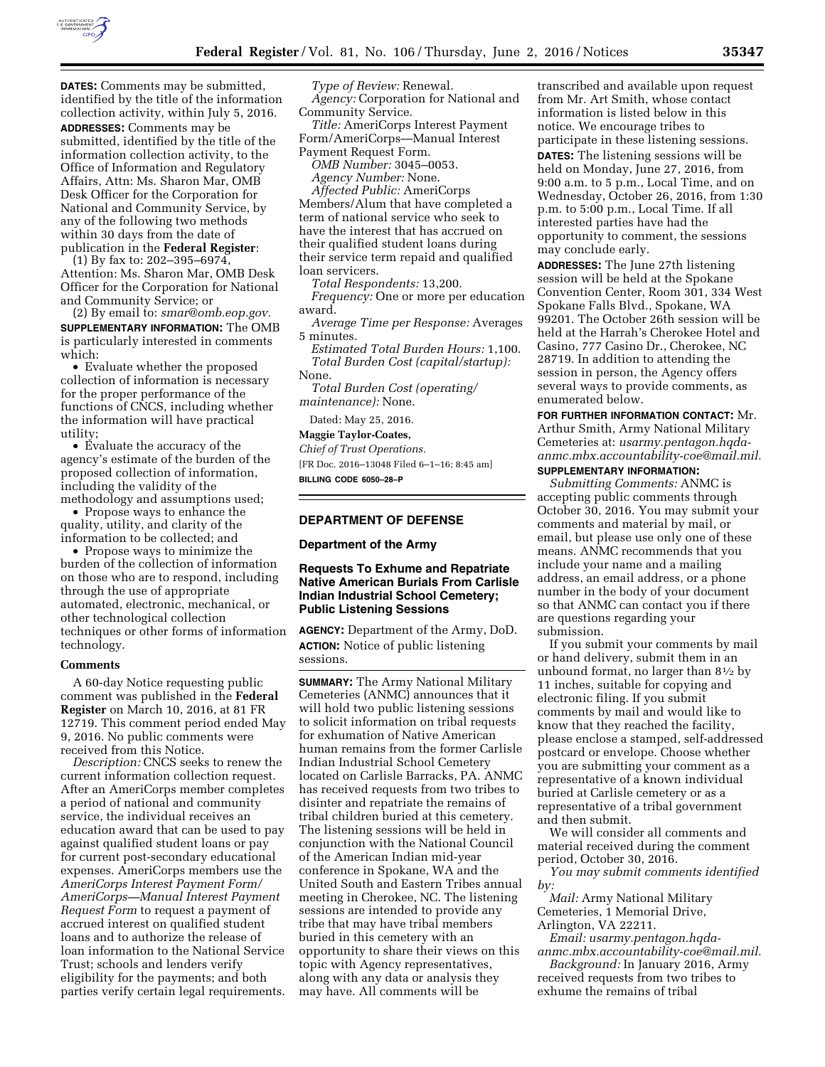**DATES:** Comments may be submitted, identified by the title of the information collection activity, within July 5, 2016.

**ADDRESSES:** Comments may be submitted, identified by the title of the information collection activity, to the Office of Information and Regulatory Affairs, Attn: Ms. Sharon Mar, OMB Desk Officer for the Corporation for National and Community Service, by any of the following two methods within 30 days from the date of publication in the **Federal Register**:

(1) By fax to: 202–395–6974, Attention: Ms. Sharon Mar, OMB Desk Officer for the Corporation for National and Community Service; or

(2) By email to: *smar@omb.eop.gov.*

**SUPPLEMENTARY INFORMATION:** The OMB is particularly interested in comments which:

- Evaluate whether the proposed collection of information is necessary for the proper performance of the functions of CNCS, including whether the information will have practical utility;
- Evaluate the accuracy of the agency's estimate of the burden of the proposed collection of information, including the validity of the methodology and assumptions used;
- Propose ways to enhance the quality, utility, and clarity of the information to be collected; and
- Propose ways to minimize the burden of the collection of information on those who are to respond, including through the use of appropriate automated, electronic, mechanical, or other technological collection techniques or other forms of information technology.

### Comments

A 60-day Notice requesting public comment was published in the **Federal Register** on March 10, 2016, at 81 FR 12719. This comment period ended May 9, 2016. No public comments were received from this Notice.

*Description:* CNCS seeks to renew the current information collection request. After an AmeriCorps member completes a period of national and community service, the individual receives an education award that can be used to pay against qualified student loans or pay for current post-secondary educational expenses. AmeriCorps members use the *AmeriCorps Interest Payment Form/AmeriCorps—Manual Interest Payment Request Form* to request a payment of accrued interest on qualified student loans and to authorize the release of loan information to the National Service Trust; schools and lenders verify eligibility for the payments; and both parties verify certain legal requirements.

*Type of Review:* Renewal.

*Agency:* Corporation for National and Community Service.

*Title:* AmeriCorps Interest Payment Form/AmeriCorps—Manual Interest Payment Request Form.

*OMB Number:* 3045–0053.

*Agency Number:* None.

*Affected Public:* AmeriCorps Members/Alum that have completed a term of national service who seek to have the interest that has accrued on their qualified student loans during their service term repaid and qualified loan servicers.

*Total Respondents:* 13,200.

*Frequency:* One or more per education award.

*Average Time per Response:* Averages 5 minutes.

*Estimated Total Burden Hours:* 1,100.

*Total Burden Cost (capital/startup):* None.

*Total Burden Cost (operating/maintenance):* None.

Dated: May 25, 2016.

**Maggie Taylor-Coates,**

*Chief of Trust Operations.*

[FR Doc. 2016–13048 Filed 6–1–16; 8:45 am]

**BILLING CODE 6050–28–P**

## DEPARTMENT OF DEFENSE

### Department of the Army

### Requests To Exhume and Repatriate Native American Burials From Carlisle Indian Industrial School Cemetery; Public Listening Sessions

**AGENCY:** Department of the Army, DoD.

**ACTION:** Notice of public listening sessions.

**SUMMARY:** The Army National Military Cemeteries (ANMC) announces that it will hold two public listening sessions to solicit information on tribal requests for exhumation of Native American human remains from the former Carlisle Indian Industrial School Cemetery located on Carlisle Barracks, PA. ANMC has received requests from two tribes to disinter and repatriate the remains of tribal children buried at this cemetery. The listening sessions will be held in conjunction with the National Council of the American Indian mid-year conference in Spokane, WA and the United South and Eastern Tribes annual meeting in Cherokee, NC. The listening sessions are intended to provide any tribe that may have tribal members buried in this cemetery with an opportunity to share their views on this topic with Agency representatives, along with any data or analysis they may have. All comments will be transcribed and available upon request from Mr. Art Smith, whose contact information is listed below in this notice. We encourage tribes to participate in these listening sessions.

**DATES:** The listening sessions will be held on Monday, June 27, 2016, from 9:00 a.m. to 5 p.m., Local Time, and on Wednesday, October 26, 2016, from 1:30 p.m. to 5:00 p.m., Local Time. If all interested parties have had the opportunity to comment, the sessions may conclude early.

**ADDRESSES:** The June 27th listening session will be held at the Spokane Convention Center, Room 301, 334 West Spokane Falls Blvd., Spokane, WA 99201. The October 26th session will be held at the Harrah's Cherokee Hotel and Casino, 777 Casino Dr., Cherokee, NC 28719. In addition to attending the session in person, the Agency offers several ways to provide comments, as enumerated below.

**FOR FURTHER INFORMATION CONTACT:** Mr. Arthur Smith, Army National Military Cemeteries at: *usarmy.pentagon.hqda-anmc.mbx.accountability-coe@mail.mil.*

**SUPPLEMENTARY INFORMATION:**

*Submitting Comments:* ANMC is accepting public comments through October 30, 2016. You may submit your comments and material by mail, or email, but please use only one of these means. ANMC recommends that you include your name and a mailing address, an email address, or a phone number in the body of your document so that ANMC can contact you if there are questions regarding your submission.

If you submit your comments by mail or hand delivery, submit them in an unbound format, no larger than 8½ by 11 inches, suitable for copying and electronic filing. If you submit comments by mail and would like to know that they reached the facility, please enclose a stamped, self-addressed postcard or envelope. Choose whether you are submitting your comment as a representative of a known individual buried at Carlisle cemetery or as a representative of a tribal government and then submit.

We will consider all comments and material received during the comment period, October 30, 2016.

*You may submit comments identified by:*

*Mail:* Army National Military Cemeteries, 1 Memorial Drive, Arlington, VA 22211.

*Email: usarmy.pentagon.hqda-anmc.mbx.accountability-coe@mail.mil.*

*Background:* In January 2016, Army received requests from two tribes to exhume the remains of tribal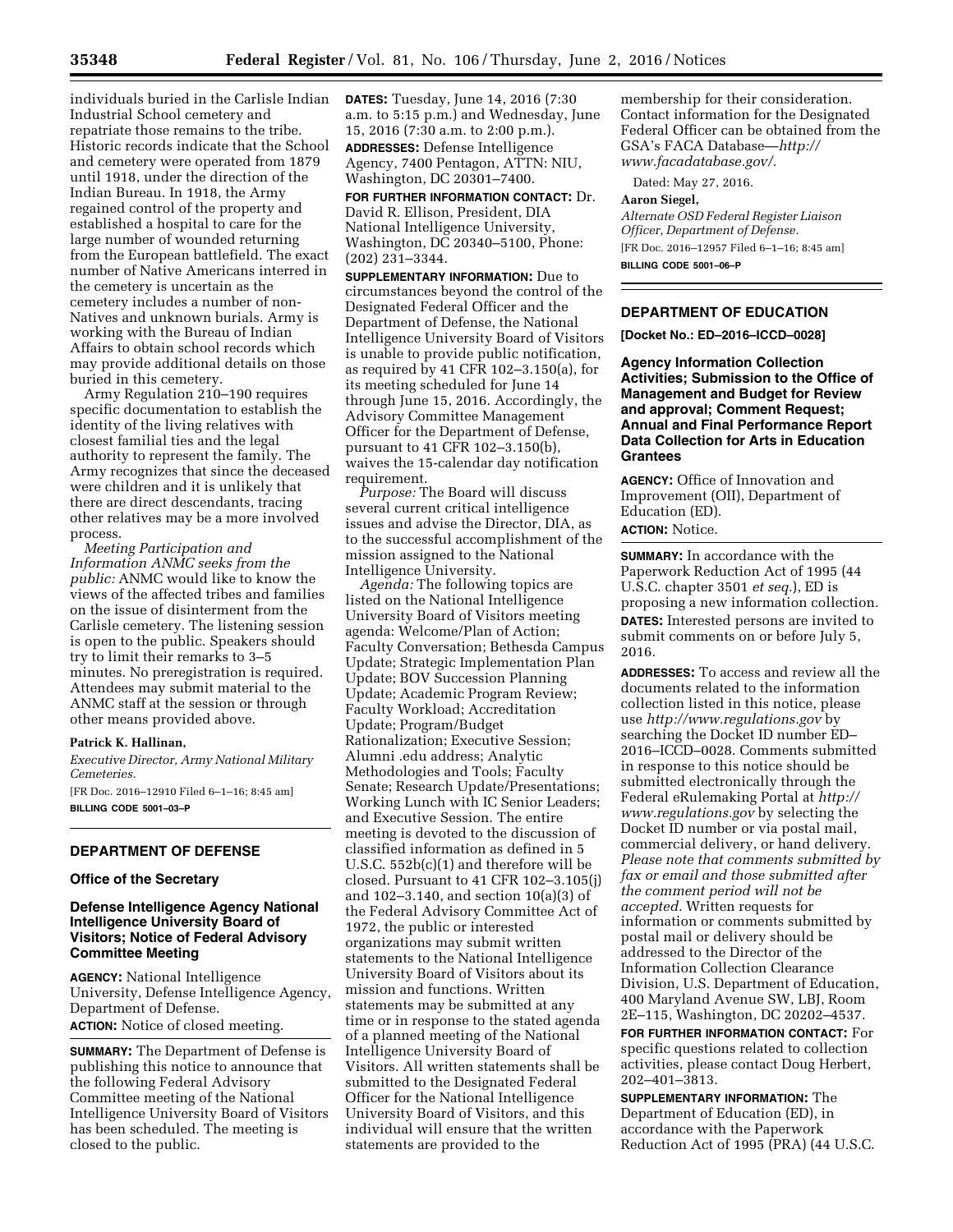individuals buried in the Carlisle Indian Industrial School cemetery and repatriate those remains to the tribe. Historic records indicate that the School and cemetery were operated from 1879 until 1918, under the direction of the Indian Bureau. In 1918, the Army regained control of the property and established a hospital to care for the large number of wounded returning from the European battlefield. The exact number of Native Americans interred in the cemetery is uncertain as the cemetery includes a number of non-Natives and unknown burials. Army is working with the Bureau of Indian Affairs to obtain school records which may provide additional details on those buried in this cemetery.

Army Regulation 210–190 requires specific documentation to establish the identity of the living relatives with closest familial ties and the legal authority to represent the family. The Army recognizes that since the deceased were children and it is unlikely that there are direct descendants, tracing other relatives may be a more involved process.

*Meeting Participation and Information ANMC seeks from the public:* ANMC would like to know the views of the affected tribes and families on the issue of disinterment from the Carlisle cemetery. The listening session is open to the public. Speakers should try to limit their remarks to 3–5 minutes. No preregistration is required. Attendees may submit material to the ANMC staff at the session or through other means provided above.

**Patrick K. Hallinan,**

*Executive Director, Army National Military Cemeteries.*

[FR Doc. 2016–12910 Filed 6–1–16; 8:45 am]

**BILLING CODE 5001–03–P**

## DEPARTMENT OF DEFENSE

### Office of the Secretary

### Defense Intelligence Agency National Intelligence University Board of Visitors; Notice of Federal Advisory Committee Meeting

**AGENCY:** National Intelligence University, Defense Intelligence Agency, Department of Defense.

**ACTION:** Notice of closed meeting.

**SUMMARY:** The Department of Defense is publishing this notice to announce that the following Federal Advisory Committee meeting of the National Intelligence University Board of Visitors has been scheduled. The meeting is closed to the public.

**DATES:** Tuesday, June 14, 2016 (7:30 a.m. to 5:15 p.m.) and Wednesday, June 15, 2016 (7:30 a.m. to 2:00 p.m.).

**ADDRESSES:** Defense Intelligence Agency, 7400 Pentagon, ATTN: NIU, Washington, DC 20301–7400.

**FOR FURTHER INFORMATION CONTACT:** Dr. David R. Ellison, President, DIA National Intelligence University, Washington, DC 20340–5100, Phone: (202) 231–3344.

**SUPPLEMENTARY INFORMATION:** Due to circumstances beyond the control of the Designated Federal Officer and the Department of Defense, the National Intelligence University Board of Visitors is unable to provide public notification, as required by 41 CFR 102–3.150(a), for its meeting scheduled for June 14 through June 15, 2016. Accordingly, the Advisory Committee Management Officer for the Department of Defense, pursuant to 41 CFR 102–3.150(b), waives the 15-calendar day notification requirement.

*Purpose:* The Board will discuss several current critical intelligence issues and advise the Director, DIA, as to the successful accomplishment of the mission assigned to the National Intelligence University.

*Agenda:* The following topics are listed on the National Intelligence University Board of Visitors meeting agenda: Welcome/Plan of Action; Faculty Conversation; Bethesda Campus Update; Strategic Implementation Plan Update; BOV Succession Planning Update; Academic Program Review; Faculty Workload; Accreditation Update; Program/Budget Rationalization; Executive Session; Alumni .edu address; Analytic Methodologies and Tools; Faculty Senate; Research Update/Presentations; Working Lunch with IC Senior Leaders; and Executive Session. The entire meeting is devoted to the discussion of classified information as defined in 5 U.S.C. 552b(c)(1) and therefore will be closed. Pursuant to 41 CFR 102–3.105(j) and 102–3.140, and section 10(a)(3) of the Federal Advisory Committee Act of 1972, the public or interested organizations may submit written statements to the National Intelligence University Board of Visitors about its mission and functions. Written statements may be submitted at any time or in response to the stated agenda of a planned meeting of the National Intelligence University Board of Visitors. All written statements shall be submitted to the Designated Federal Officer for the National Intelligence University Board of Visitors, and this individual will ensure that the written statements are provided to the membership for their consideration. Contact information for the Designated Federal Officer can be obtained from the GSA's FACA Database—*http://www.facadatabase.gov/.*

Dated: May 27, 2016.

**Aaron Siegel,**

*Alternate OSD Federal Register Liaison Officer, Department of Defense.*

[FR Doc. 2016–12957 Filed 6–1–16; 8:45 am]

**BILLING CODE 5001–06–P**

## DEPARTMENT OF EDUCATION

**[Docket No.: ED–2016–ICCD–0028]**

### Agency Information Collection Activities; Submission to the Office of Management and Budget for Review and approval; Comment Request; Annual and Final Performance Report Data Collection for Arts in Education Grantees

**AGENCY:** Office of Innovation and Improvement (OII), Department of Education (ED).

**ACTION:** Notice.

**SUMMARY:** In accordance with the Paperwork Reduction Act of 1995 (44 U.S.C. chapter 3501 *et seq.*), ED is proposing a new information collection.

**DATES:** Interested persons are invited to submit comments on or before July 5, 2016.

**ADDRESSES:** To access and review all the documents related to the information collection listed in this notice, please use *http://www.regulations.gov* by searching the Docket ID number ED–2016–ICCD–0028. Comments submitted in response to this notice should be submitted electronically through the Federal eRulemaking Portal at *http://www.regulations.gov* by selecting the Docket ID number or via postal mail, commercial delivery, or hand delivery. *Please note that comments submitted by fax or email and those submitted after the comment period will not be accepted.* Written requests for information or comments submitted by postal mail or delivery should be addressed to the Director of the Information Collection Clearance Division, U.S. Department of Education, 400 Maryland Avenue SW, LBJ, Room 2E–115, Washington, DC 20202–4537.

**FOR FURTHER INFORMATION CONTACT:** For specific questions related to collection activities, please contact Doug Herbert, 202–401–3813.

**SUPPLEMENTARY INFORMATION:** The Department of Education (ED), in accordance with the Paperwork Reduction Act of 1995 (PRA) (44 U.S.C.